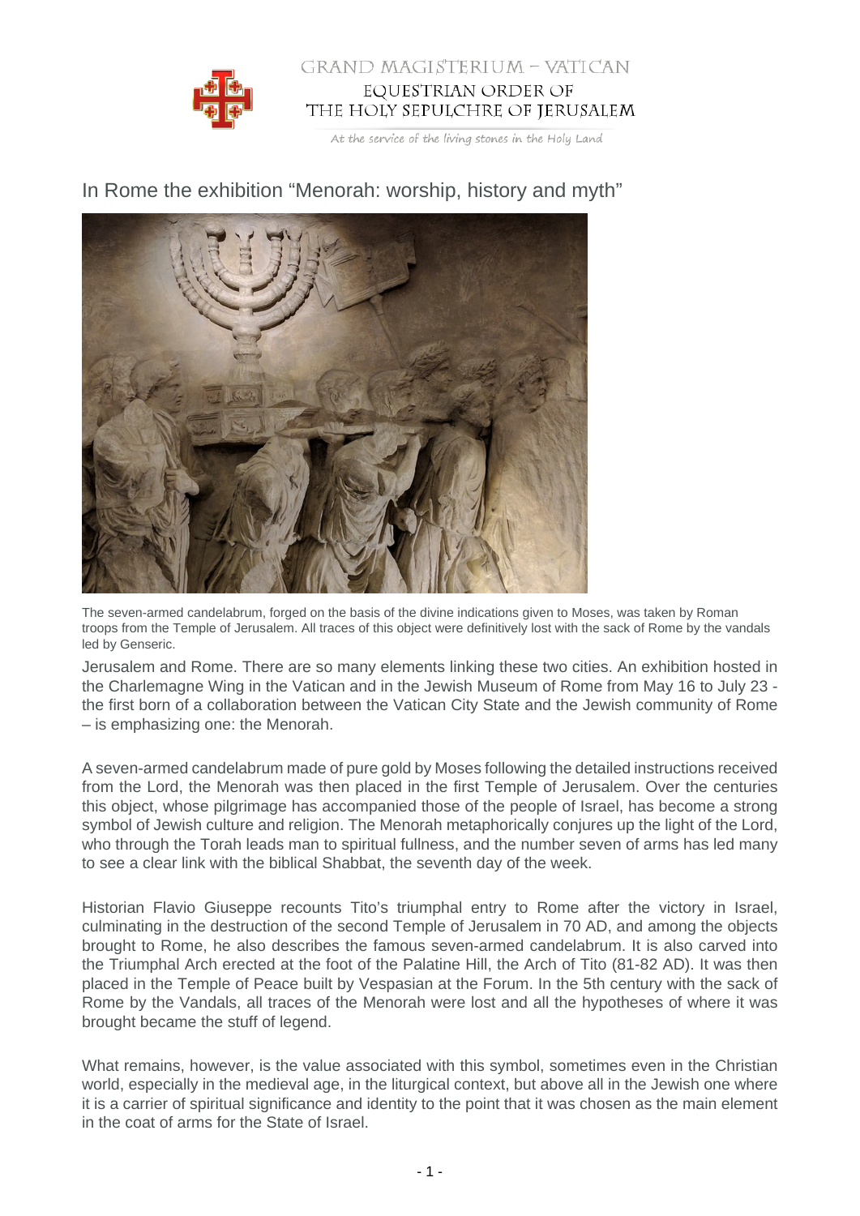# In Rome the exhibition “Menorah: worship, history and myth”

The seven-armed candelabrum, forged on the basis of the divine indications given to Moses, was taken by Roman troops from the Temple of Jerusalem. All traces of this object were definitively lost with the sack of Rome by the vandals led by Genseric.

Jerusalem and Rome. There are so many elements linking these two cities. An exhibition hosted in the Charlemagne Wing in the Vatican and in the Jewish Museum of Rome from May 16 to July 23 - the first born of a collaboration between the Vatican City State and the Jewish community of Rome – is emphasizing one: the Menorah.

A seven-armed candelabrum made of pure gold by Moses following the detailed instructions received from the Lord, the Menorah was then placed in the first Temple of Jerusalem. Over the centuries this object, whose pilgrimage has accompanied those of the people of Israel, has become a strong symbol of Jewish culture and religion. The Menorah metaphorically conjures up the light of the Lord, who through the Torah leads man to spiritual fullness, and the number seven of arms has led many to see a clear link with the biblical Shabbat, the seventh day of the week.

Historian Flavio Giuseppe recounts Tito’s triumphal entry to Rome after the victory in Israel, culminating in the destruction of the second Temple of Jerusalem in 70 AD, and among the objects brought to Rome, he also describes the famous seven-armed candelabrum. It is also carved into the Triumphal Arch erected at the foot of the Palatine Hill, the Arch of Tito (81-82 AD). It was then placed in the Temple of Peace built by Vespasian at the Forum. In the 5th century with the sack of Rome by the Vandals, all traces of the Menorah were lost and all the hypotheses of where it was brought became the stuff of legend.

What remains, however, is the value associated with this symbol, sometimes even in the Christian world, especially in the medieval age, in the liturgical context, but above all in the Jewish one where it is a carrier of spiritual significance and identity to the point that it was chosen as the main element in the coat of arms for the State of Israel.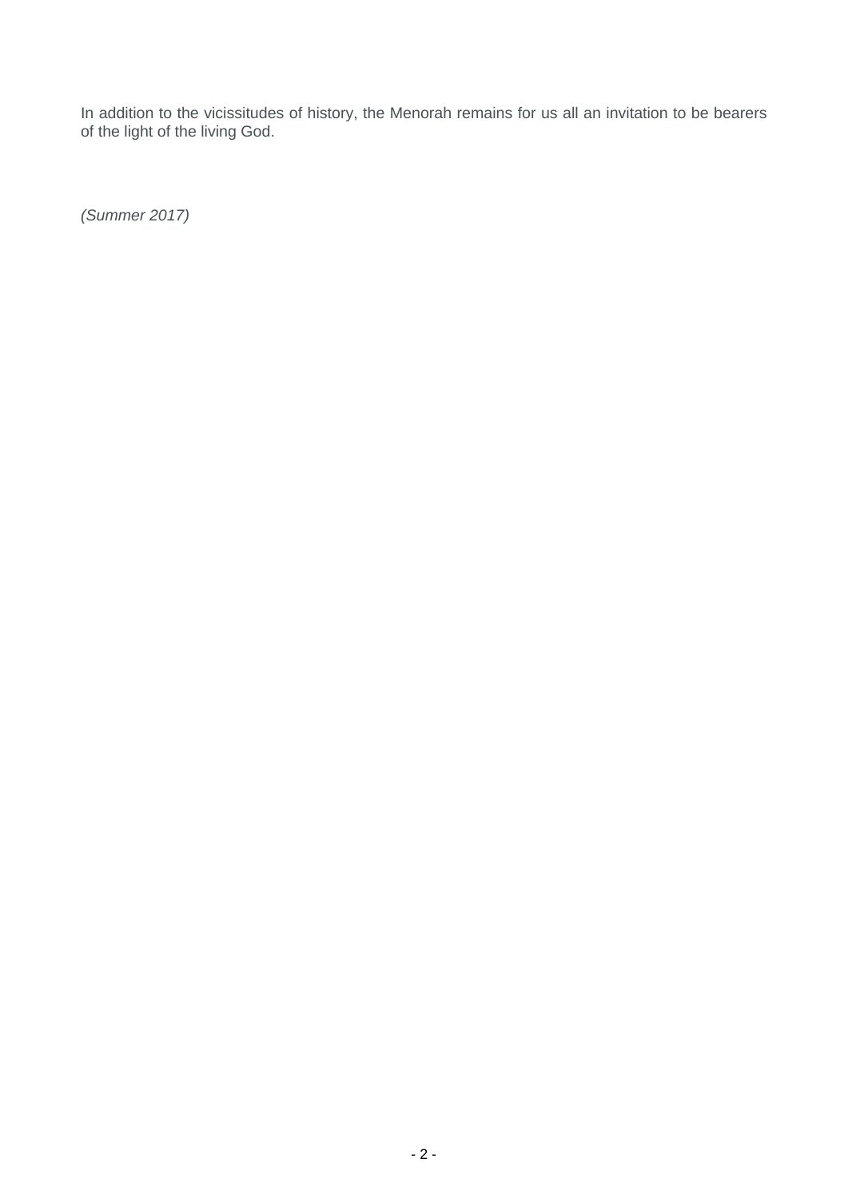In addition to the vicissitudes of history, the Menorah remains for us all an invitation to be bearers of the light of the living God.

*(Summer 2017)*